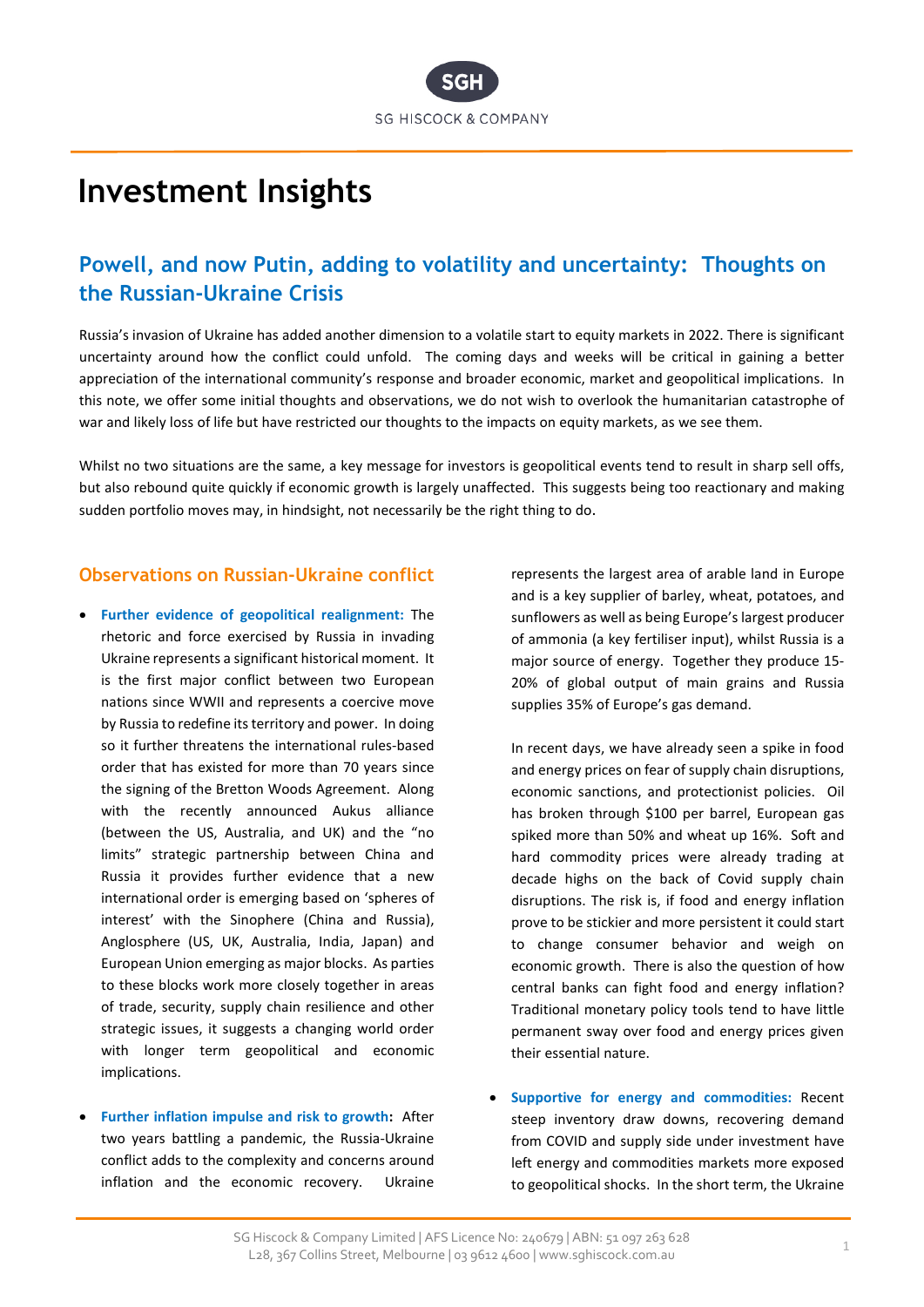# Investment Insights

## Powell, and now Putin, adding to volatility and uncertainty: Thoughts on the Russian-Ukraine Crisis

Russia's invasion of Ukraine has added another dimension to a volatile start to equity markets in 2022. There is significant uncertainty around how the conflict could unfold. The coming days and weeks will be critical in gaining a better appreciation of the international community's response and broader economic, market and geopolitical implications. In this note, we offer some initial thoughts and observations, we do not wish to overlook the humanitarian catastrophe of war and likely loss of life but have restricted our thoughts to the impacts on equity markets, as we see them.

Whilst no two situations are the same, a key message for investors is geopolitical events tend to result in sharp sell offs, but also rebound quite quickly if economic growth is largely unaffected. This suggests being too reactionary and making sudden portfolio moves may, in hindsight, not necessarily be the right thing to do.

### Observations on Russian-Ukraine conflict

- **Further evidence of geopolitical realignment:** The rhetoric and force exercised by Russia in invading Ukraine represents a significant historical moment. It is the first major conflict between two European nations since WWII and represents a coercive move by Russia to redefine its territory and power. In doing so it further threatens the international rules-based order that has existed for more than 70 years since the signing of the Bretton Woods Agreement. Along with the recently announced Aukus alliance (between the US, Australia, and UK) and the "no limits" strategic partnership between China and Russia it provides further evidence that a new international order is emerging based on 'spheres of interest' with the Sinophere (China and Russia), Anglosphere (US, UK, Australia, India, Japan) and European Union emerging as major blocks. As parties to these blocks work more closely together in areas of trade, security, supply chain resilience and other strategic issues, it suggests a changing world order with longer term geopolitical and economic implications.

- **Further inflation impulse and risk to growth:** After two years battling a pandemic, the Russia-Ukraine conflict adds to the complexity and concerns around inflation and the economic recovery. Ukraine represents the largest area of arable land in Europe and is a key supplier of barley, wheat, potatoes, and sunflowers as well as being Europe's largest producer of ammonia (a key fertiliser input), whilst Russia is a major source of energy. Together they produce 15-20% of global output of main grains and Russia supplies 35% of Europe's gas demand.

  In recent days, we have already seen a spike in food and energy prices on fear of supply chain disruptions, economic sanctions, and protectionist policies. Oil has broken through $100 per barrel, European gas spiked more than 50% and wheat up 16%. Soft and hard commodity prices were already trading at decade highs on the back of Covid supply chain disruptions. The risk is, if food and energy inflation prove to be stickier and more persistent it could start to change consumer behavior and weigh on economic growth. There is also the question of how central banks can fight food and energy inflation? Traditional monetary policy tools tend to have little permanent sway over food and energy prices given their essential nature.

- **Supportive for energy and commodities:** Recent steep inventory draw downs, recovering demand from COVID and supply side under investment have left energy and commodities markets more exposed to geopolitical shocks. In the short term, the Ukraine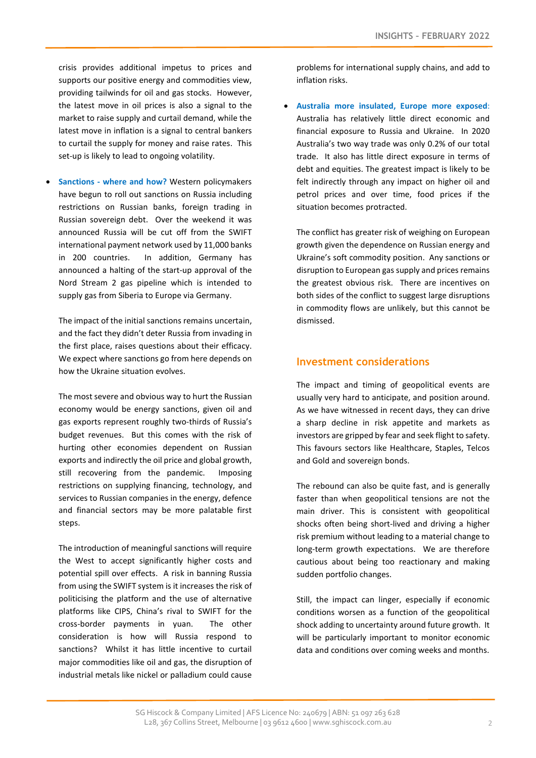crisis provides additional impetus to prices and supports our positive energy and commodities view, providing tailwinds for oil and gas stocks. However, the latest move in oil prices is also a signal to the market to raise supply and curtail demand, while the latest move in inflation is a signal to central bankers to curtail the supply for money and raise rates. This set-up is likely to lead to ongoing volatility.

- **Sanctions - where and how?** Western policymakers have begun to roll out sanctions on Russia including restrictions on Russian banks, foreign trading in Russian sovereign debt. Over the weekend it was announced Russia will be cut off from the SWIFT international payment network used by 11,000 banks in 200 countries. In addition, Germany has announced a halting of the start-up approval of the Nord Stream 2 gas pipeline which is intended to supply gas from Siberia to Europe via Germany.

  The impact of the initial sanctions remains uncertain, and the fact they didn't deter Russia from invading in the first place, raises questions about their efficacy. We expect where sanctions go from here depends on how the Ukraine situation evolves.

  The most severe and obvious way to hurt the Russian economy would be energy sanctions, given oil and gas exports represent roughly two-thirds of Russia's budget revenues. But this comes with the risk of hurting other economies dependent on Russian exports and indirectly the oil price and global growth, still recovering from the pandemic. Imposing restrictions on supplying financing, technology, and services to Russian companies in the energy, defence and financial sectors may be more palatable first steps.

  The introduction of meaningful sanctions will require the West to accept significantly higher costs and potential spill over effects. A risk in banning Russia from using the SWIFT system is it increases the risk of politicising the platform and the use of alternative platforms like CIPS, China's rival to SWIFT for the cross-border payments in yuan. The other consideration is how will Russia respond to sanctions? Whilst it has little incentive to curtail major commodities like oil and gas, the disruption of industrial metals like nickel or palladium could cause problems for international supply chains, and add to inflation risks.

- **Australia more insulated, Europe more exposed**: Australia has relatively little direct economic and financial exposure to Russia and Ukraine. In 2020 Australia's two way trade was only 0.2% of our total trade. It also has little direct exposure in terms of debt and equities. The greatest impact is likely to be felt indirectly through any impact on higher oil and petrol prices and over time, food prices if the situation becomes protracted.

  The conflict has greater risk of weighing on European growth given the dependence on Russian energy and Ukraine's soft commodity position. Any sanctions or disruption to European gas supply and prices remains the greatest obvious risk. There are incentives on both sides of the conflict to suggest large disruptions in commodity flows are unlikely, but this cannot be dismissed.

## Investment considerations

The impact and timing of geopolitical events are usually very hard to anticipate, and position around. As we have witnessed in recent days, they can drive a sharp decline in risk appetite and markets as investors are gripped by fear and seek flight to safety. This favours sectors like Healthcare, Staples, Telcos and Gold and sovereign bonds.

The rebound can also be quite fast, and is generally faster than when geopolitical tensions are not the main driver. This is consistent with geopolitical shocks often being short-lived and driving a higher risk premium without leading to a material change to long-term growth expectations. We are therefore cautious about being too reactionary and making sudden portfolio changes.

Still, the impact can linger, especially if economic conditions worsen as a function of the geopolitical shock adding to uncertainty around future growth. It will be particularly important to monitor economic data and conditions over coming weeks and months.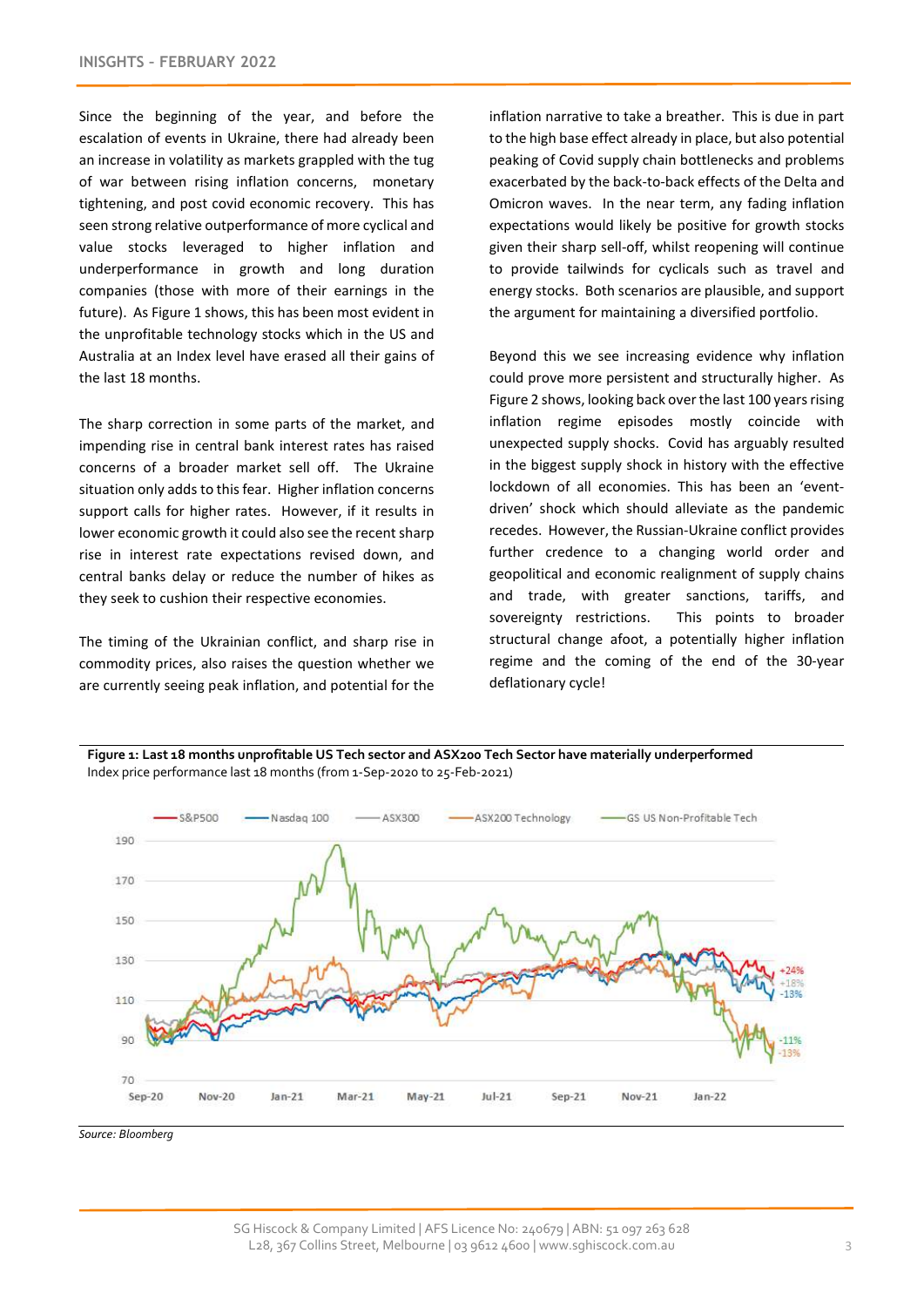Since the beginning of the year, and before the escalation of events in Ukraine, there had already been an increase in volatility as markets grappled with the tug of war between rising inflation concerns, monetary tightening, and post covid economic recovery. This has seen strong relative outperformance of more cyclical and value stocks leveraged to higher inflation and underperformance in growth and long duration companies (those with more of their earnings in the future). As Figure 1 shows, this has been most evident in the unprofitable technology stocks which in the US and Australia at an Index level have erased all their gains of the last 18 months.

The sharp correction in some parts of the market, and impending rise in central bank interest rates has raised concerns of a broader market sell off. The Ukraine situation only adds to this fear. Higher inflation concerns support calls for higher rates. However, if it results in lower economic growth it could also see the recent sharp rise in interest rate expectations revised down, and central banks delay or reduce the number of hikes as they seek to cushion their respective economies.

The timing of the Ukrainian conflict, and sharp rise in commodity prices, also raises the question whether we are currently seeing peak inflation, and potential for the inflation narrative to take a breather. This is due in part to the high base effect already in place, but also potential peaking of Covid supply chain bottlenecks and problems exacerbated by the back-to-back effects of the Delta and Omicron waves. In the near term, any fading inflation expectations would likely be positive for growth stocks given their sharp sell-off, whilst reopening will continue to provide tailwinds for cyclicals such as travel and energy stocks. Both scenarios are plausible, and support the argument for maintaining a diversified portfolio.

Beyond this we see increasing evidence why inflation could prove more persistent and structurally higher. As Figure 2 shows, looking back over the last 100 years rising inflation regime episodes mostly coincide with unexpected supply shocks. Covid has arguably resulted in the biggest supply shock in history with the effective lockdown of all economies. This has been an 'event-driven' shock which should alleviate as the pandemic recedes. However, the Russian-Ukraine conflict provides further credence to a changing world order and geopolitical and economic realignment of supply chains and trade, with greater sanctions, tariffs, and sovereignty restrictions. This points to broader structural change afoot, a potentially higher inflation regime and the coming of the end of the 30-year deflationary cycle!

**Figure 1: Last 18 months unprofitable US Tech sector and ASX200 Tech Sector have materially underperformed**
Index price performance last 18 months (from 1-Sep-2020 to 25-Feb-2021)

S&P500, Nasdaq 100, ASX300, ASX200 Technology, GS US Non-Profitable Tech

190
170
150
130
110
90
70

Sep-20, Nov-20, Jan-21, Mar-21, May-21, Jul-21, Sep-21, Nov-21, Jan-22

+24%
+18%
-13%
-11%
-13%

*Source: Bloomberg*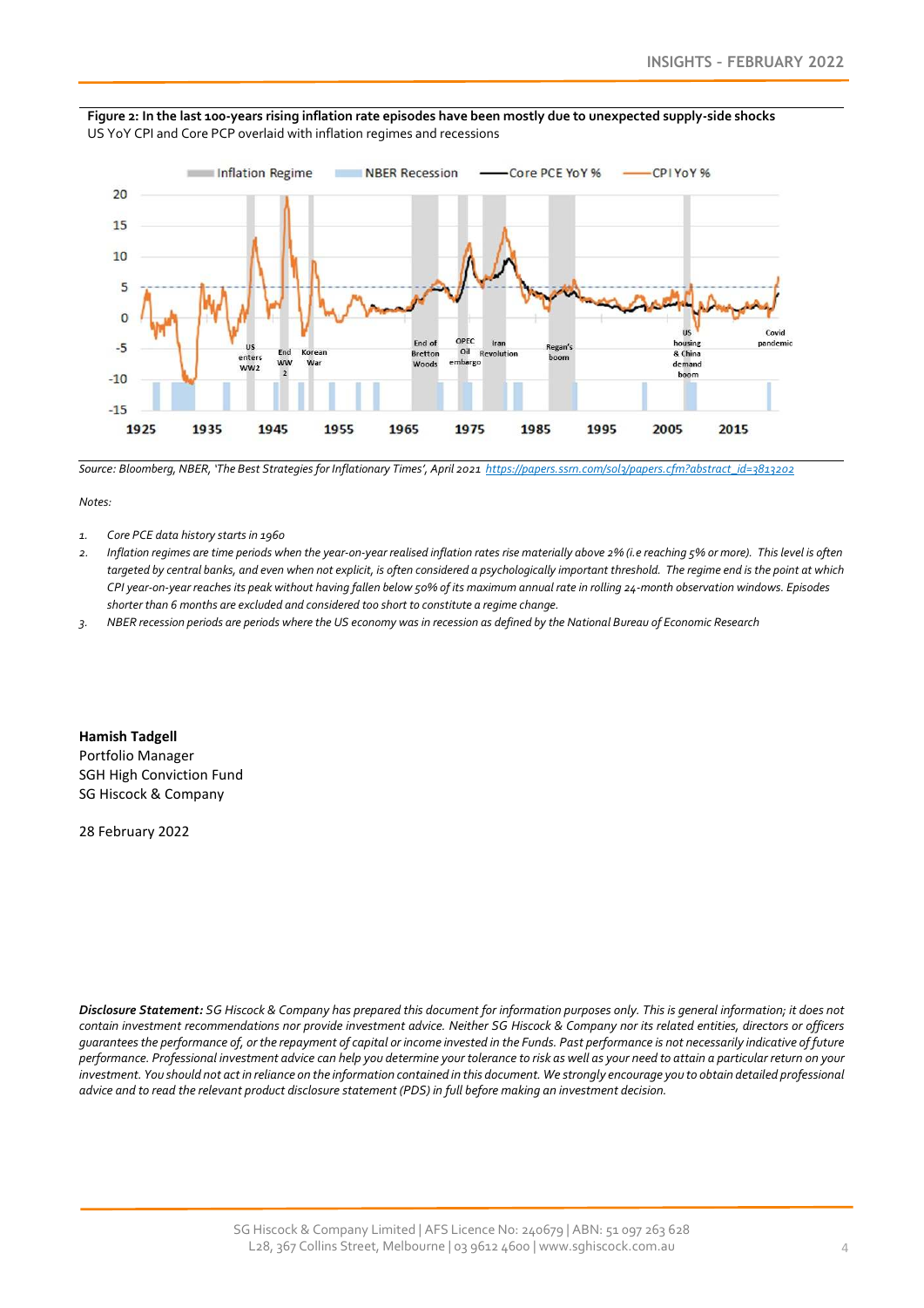**Figure 2: In the last 100-years rising inflation rate episodes have been mostly due to unexpected supply-side shocks**
US YoY CPI and Core PCP overlaid with inflation regimes and recessions

Inflation Regime
NBER Recession
Core PCE YoY %
CPI YoY %

20
15
10
5
0
-5
-10
-15

1925 1935 1945 1955 1965 1975 1985 1995 2005 2015

US enters WW2
End WW 2
Korean War
End of Bretton Woods
OPEC Oil embargo
Iran Revolution
Regan's boom
US housing & China demand boom
Covid pandemic

*Source: Bloomberg, NBER, 'The Best Strategies for Inflationary Times', April 2021* [https://papers.ssrn.com/sol3/papers.cfm?abstract_id=3813202](https://papers.ssrn.com/sol3/papers.cfm?abstract_id=3813202)

*Notes:*

1. *Core PCE data history starts in 1960*
2. *Inflation regimes are time periods when the year-on-year realised inflation rates rise materially above 2% (i.e reaching 5% or more). This level is often targeted by central banks, and even when not explicit, is often considered a psychologically important threshold. The regime end is the point at which CPI year-on-year reaches its peak without having fallen below 50% of its maximum annual rate in rolling 24-month observation windows. Episodes shorter than 6 months are excluded and considered too short to constitute a regime change.*
3. *NBER recession periods are periods where the US economy was in recession as defined by the National Bureau of Economic Research*

**Hamish Tadgell**
Portfolio Manager
SGH High Conviction Fund
SG Hiscock & Company

28 February 2022

***Disclosure Statement:*** *SG Hiscock & Company has prepared this document for information purposes only. This is general information; it does not contain investment recommendations nor provide investment advice. Neither SG Hiscock & Company nor its related entities, directors or officers guarantees the performance of, or the repayment of capital or income invested in the Funds. Past performance is not necessarily indicative of future performance. Professional investment advice can help you determine your tolerance to risk as well as your need to attain a particular return on your investment. You should not act in reliance on the information contained in this document. We strongly encourage you to obtain detailed professional advice and to read the relevant product disclosure statement (PDS) in full before making an investment decision.*

SG Hiscock & Company Limited | AFS Licence No: 240679 | ABN: 51 097 263 628
L28, 367 Collins Street, Melbourne | 03 9612 4600 | www.sghiscock.com.au